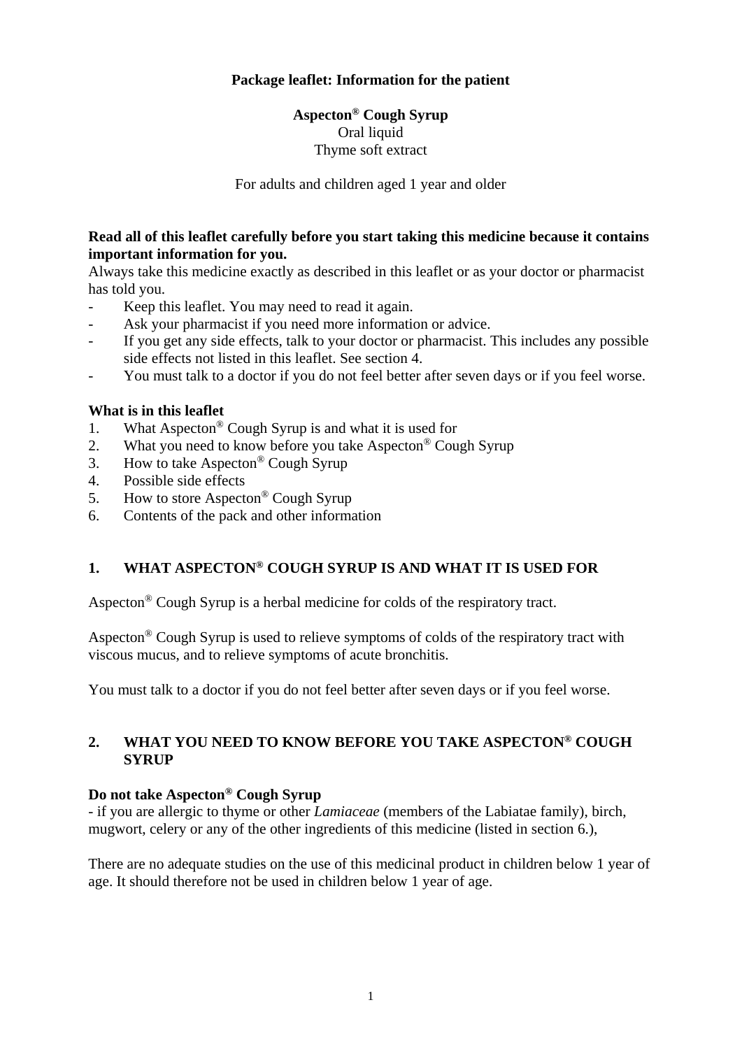**Package leaflet: Information for the patient**

**Aspecton® Cough Syrup**
Oral liquid
Thyme soft extract

For adults and children aged 1 year and older

**Read all of this leaflet carefully before you start taking this medicine because it contains important information for you.**
Always take this medicine exactly as described in this leaflet or as your doctor or pharmacist has told you.

- Keep this leaflet. You may need to read it again.
- Ask your pharmacist if you need more information or advice.
- If you get any side effects, talk to your doctor or pharmacist. This includes any possible side effects not listed in this leaflet. See section 4.
- You must talk to a doctor if you do not feel better after seven days or if you feel worse.

**What is in this leaflet**

1. What Aspecton® Cough Syrup is and what it is used for
2. What you need to know before you take Aspecton® Cough Syrup
3. How to take Aspecton® Cough Syrup
4. Possible side effects
5. How to store Aspecton® Cough Syrup
6. Contents of the pack and other information

## 1. WHAT ASPECTON® COUGH SYRUP IS AND WHAT IT IS USED FOR

Aspecton® Cough Syrup is a herbal medicine for colds of the respiratory tract.

Aspecton® Cough Syrup is used to relieve symptoms of colds of the respiratory tract with viscous mucus, and to relieve symptoms of acute bronchitis.

You must talk to a doctor if you do not feel better after seven days or if you feel worse.

## 2. WHAT YOU NEED TO KNOW BEFORE YOU TAKE ASPECTON® COUGH SYRUP

**Do not take Aspecton® Cough Syrup**
- if you are allergic to thyme or other *Lamiaceae* (members of the Labiatae family), birch, mugwort, celery or any of the other ingredients of this medicine (listed in section 6.),

There are no adequate studies on the use of this medicinal product in children below 1 year of age. It should therefore not be used in children below 1 year of age.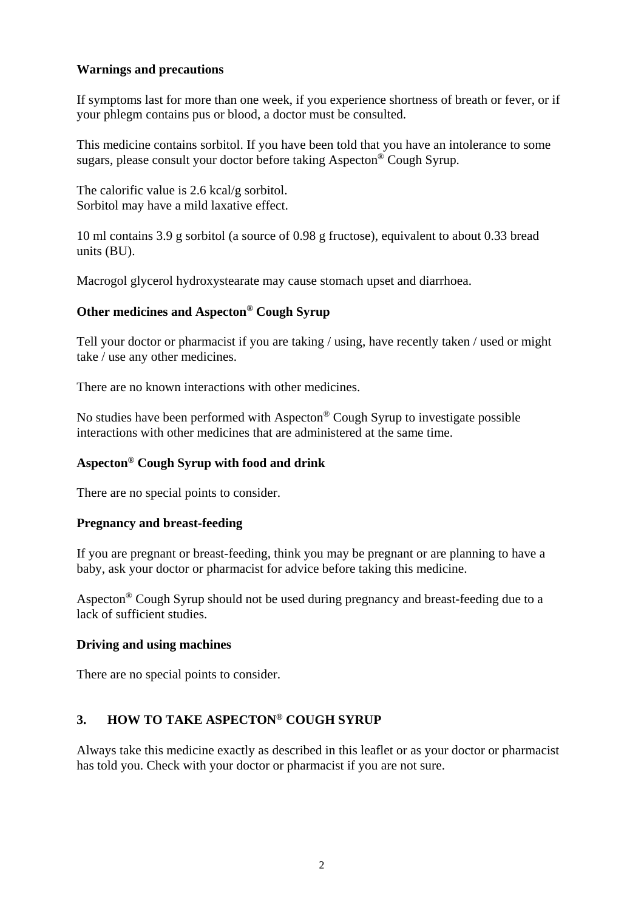**Warnings and precautions**

If symptoms last for more than one week, if you experience shortness of breath or fever, or if your phlegm contains pus or blood, a doctor must be consulted.

This medicine contains sorbitol. If you have been told that you have an intolerance to some sugars, please consult your doctor before taking Aspecton® Cough Syrup.

The calorific value is 2.6 kcal/g sorbitol.
Sorbitol may have a mild laxative effect.

10 ml contains 3.9 g sorbitol (a source of 0.98 g fructose), equivalent to about 0.33 bread units (BU).

Macrogol glycerol hydroxystearate may cause stomach upset and diarrhoea.

**Other medicines and Aspecton® Cough Syrup**

Tell your doctor or pharmacist if you are taking / using, have recently taken / used or might take / use any other medicines.

There are no known interactions with other medicines.

No studies have been performed with Aspecton® Cough Syrup to investigate possible interactions with other medicines that are administered at the same time.

**Aspecton® Cough Syrup with food and drink**

There are no special points to consider.

**Pregnancy and breast-feeding**

If you are pregnant or breast-feeding, think you may be pregnant or are planning to have a baby, ask your doctor or pharmacist for advice before taking this medicine.

Aspecton® Cough Syrup should not be used during pregnancy and breast-feeding due to a lack of sufficient studies.

**Driving and using machines**

There are no special points to consider.

## 3. HOW TO TAKE ASPECTON® COUGH SYRUP

Always take this medicine exactly as described in this leaflet or as your doctor or pharmacist has told you. Check with your doctor or pharmacist if you are not sure.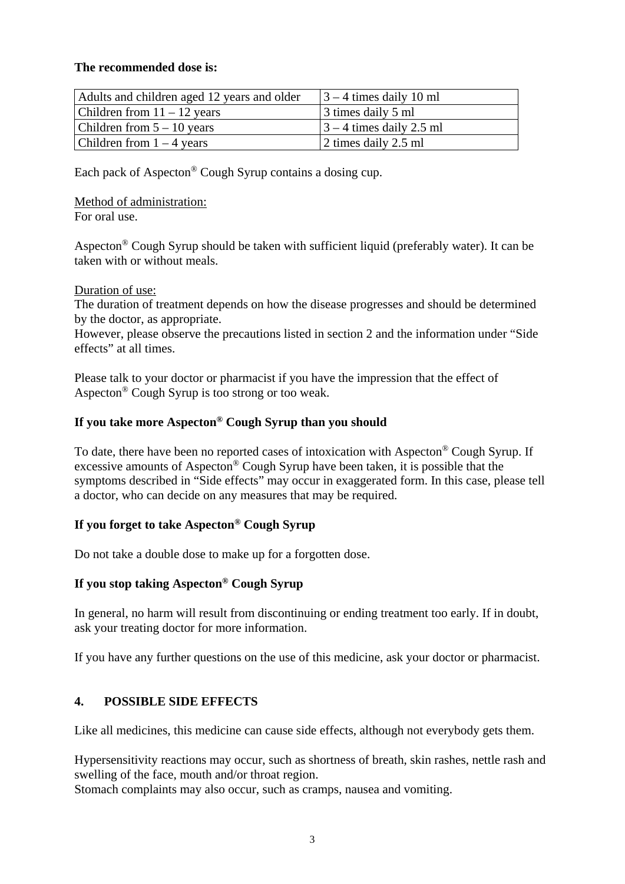**The recommended dose is:**

| | |
|---|---|
| Adults and children aged 12 years and older | 3 – 4 times daily 10 ml |
| Children from 11 – 12 years | 3 times daily 5 ml |
| Children from 5 – 10 years | 3 – 4 times daily 2.5 ml |
| Children from 1 – 4 years | 2 times daily 2.5 ml |

Each pack of Aspecton® Cough Syrup contains a dosing cup.

Method of administration:
For oral use.

Aspecton® Cough Syrup should be taken with sufficient liquid (preferably water). It can be taken with or without meals.

Duration of use:
The duration of treatment depends on how the disease progresses and should be determined by the doctor, as appropriate.
However, please observe the precautions listed in section 2 and the information under "Side effects" at all times.

Please talk to your doctor or pharmacist if you have the impression that the effect of Aspecton® Cough Syrup is too strong or too weak.

**If you take more Aspecton® Cough Syrup than you should**

To date, there have been no reported cases of intoxication with Aspecton® Cough Syrup. If excessive amounts of Aspecton® Cough Syrup have been taken, it is possible that the symptoms described in "Side effects" may occur in exaggerated form. In this case, please tell a doctor, who can decide on any measures that may be required.

**If you forget to take Aspecton® Cough Syrup**

Do not take a double dose to make up for a forgotten dose.

**If you stop taking Aspecton® Cough Syrup**

In general, no harm will result from discontinuing or ending treatment too early. If in doubt, ask your treating doctor for more information.

If you have any further questions on the use of this medicine, ask your doctor or pharmacist.

## 4. POSSIBLE SIDE EFFECTS

Like all medicines, this medicine can cause side effects, although not everybody gets them.

Hypersensitivity reactions may occur, such as shortness of breath, skin rashes, nettle rash and swelling of the face, mouth and/or throat region.
Stomach complaints may also occur, such as cramps, nausea and vomiting.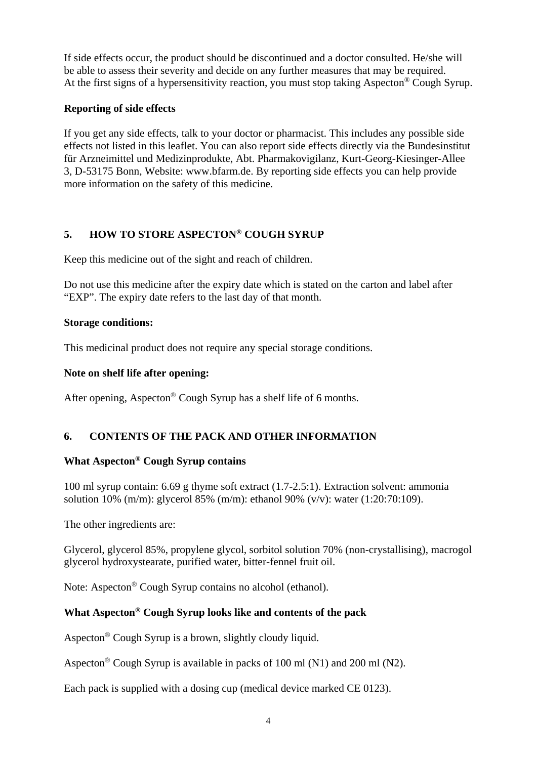If side effects occur, the product should be discontinued and a doctor consulted. He/she will be able to assess their severity and decide on any further measures that may be required.
At the first signs of a hypersensitivity reaction, you must stop taking Aspecton® Cough Syrup.

**Reporting of side effects**

If you get any side effects, talk to your doctor or pharmacist. This includes any possible side effects not listed in this leaflet. You can also report side effects directly via the Bundesinstitut für Arzneimittel und Medizinprodukte, Abt. Pharmakovigilanz, Kurt-Georg-Kiesinger-Allee 3, D-53175 Bonn, Website: www.bfarm.de. By reporting side effects you can help provide more information on the safety of this medicine.

## 5. HOW TO STORE ASPECTON® COUGH SYRUP

Keep this medicine out of the sight and reach of children.

Do not use this medicine after the expiry date which is stated on the carton and label after “EXP”. The expiry date refers to the last day of that month.

**Storage conditions:**

This medicinal product does not require any special storage conditions.

**Note on shelf life after opening:**

After opening, Aspecton® Cough Syrup has a shelf life of 6 months.

## 6. CONTENTS OF THE PACK AND OTHER INFORMATION

**What Aspecton® Cough Syrup contains**

100 ml syrup contain: 6.69 g thyme soft extract (1.7-2.5:1). Extraction solvent: ammonia solution 10% (m/m): glycerol 85% (m/m): ethanol 90% (v/v): water (1:20:70:109).

The other ingredients are:

Glycerol, glycerol 85%, propylene glycol, sorbitol solution 70% (non-crystallising), macrogol glycerol hydroxystearate, purified water, bitter-fennel fruit oil.

Note: Aspecton® Cough Syrup contains no alcohol (ethanol).

**What Aspecton® Cough Syrup looks like and contents of the pack**

Aspecton® Cough Syrup is a brown, slightly cloudy liquid.

Aspecton® Cough Syrup is available in packs of 100 ml (N1) and 200 ml (N2).

Each pack is supplied with a dosing cup (medical device marked CE 0123).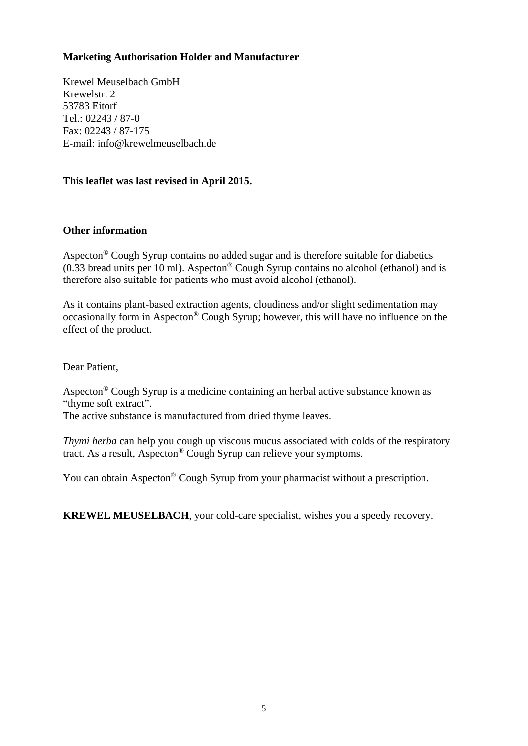**Marketing Authorisation Holder and Manufacturer**

Krewel Meuselbach GmbH
Krewelstr. 2
53783 Eitorf
Tel.: 02243 / 87-0
Fax: 02243 / 87-175
E-mail: info@krewelmeuselbach.de

**This leaflet was last revised in April 2015.**

**Other information**

Aspecton® Cough Syrup contains no added sugar and is therefore suitable for diabetics (0.33 bread units per 10 ml). Aspecton® Cough Syrup contains no alcohol (ethanol) and is therefore also suitable for patients who must avoid alcohol (ethanol).

As it contains plant-based extraction agents, cloudiness and/or slight sedimentation may occasionally form in Aspecton® Cough Syrup; however, this will have no influence on the effect of the product.

Dear Patient,

Aspecton® Cough Syrup is a medicine containing an herbal active substance known as "thyme soft extract".
The active substance is manufactured from dried thyme leaves.

*Thymi herba* can help you cough up viscous mucus associated with colds of the respiratory tract. As a result, Aspecton® Cough Syrup can relieve your symptoms.

You can obtain Aspecton® Cough Syrup from your pharmacist without a prescription.

**KREWEL MEUSELBACH**, your cold-care specialist, wishes you a speedy recovery.